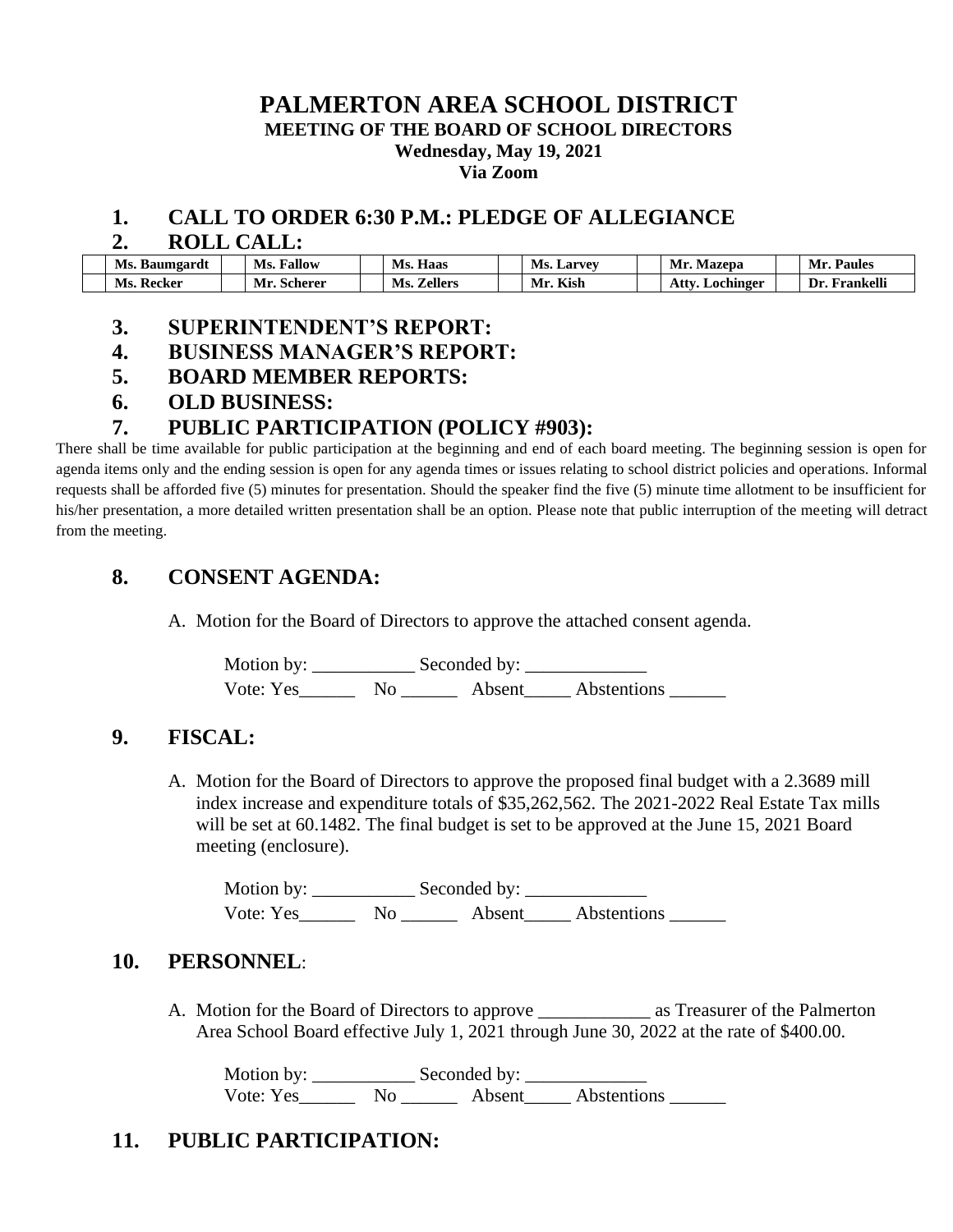# PALMERTON AREA SCHOOL DISTRICT

**MEETING OF THE BOARD OF SCHOOL DIRECTORS**

**Wednesday, May 19, 2021**

**Via Zoom**

## 1. CALL TO ORDER 6:30 P.M.: PLEDGE OF ALLEGIANCE

## 2. ROLL CALL:

| | Ms. Baumgardt | | Ms. Fallow | | Ms. Haas | | Ms. Larvey | | Mr. Mazepa | | Mr. Paules |
|---|---|---|---|---|---|---|---|---|---|---|---|
| | Ms. Recker | | Mr. Scherer | | Ms. Zellers | | Mr. Kish | | Atty. Lochinger | | Dr. Frankelli |

## 3. SUPERINTENDENT'S REPORT:

## 4. BUSINESS MANAGER'S REPORT:

## 5. BOARD MEMBER REPORTS:

## 6. OLD BUSINESS:

## 7. PUBLIC PARTICIPATION (POLICY #903):

There shall be time available for public participation at the beginning and end of each board meeting. The beginning session is open for agenda items only and the ending session is open for any agenda times or issues relating to school district policies and operations. Informal requests shall be afforded five (5) minutes for presentation. Should the speaker find the five (5) minute time allotment to be insufficient for his/her presentation, a more detailed written presentation shall be an option. Please note that public interruption of the meeting will detract from the meeting.

## 8. CONSENT AGENDA:

A. Motion for the Board of Directors to approve the attached consent agenda.

Motion by: ___________ Seconded by: _____________

Vote: Yes______ No ______ Absent_____ Abstentions ______

## 9. FISCAL:

A. Motion for the Board of Directors to approve the proposed final budget with a 2.3689 mill index increase and expenditure totals of $35,262,562. The 2021-2022 Real Estate Tax mills will be set at 60.1482. The final budget is set to be approved at the June 15, 2021 Board meeting (enclosure).

Motion by: ___________ Seconded by: _____________

Vote: Yes______ No ______ Absent_____ Abstentions ______

## 10. PERSONNEL:

A. Motion for the Board of Directors to approve ____________ as Treasurer of the Palmerton Area School Board effective July 1, 2021 through June 30, 2022 at the rate of $400.00.

Motion by: ___________ Seconded by: _____________

Vote: Yes______ No ______ Absent_____ Abstentions ______

## 11. PUBLIC PARTICIPATION: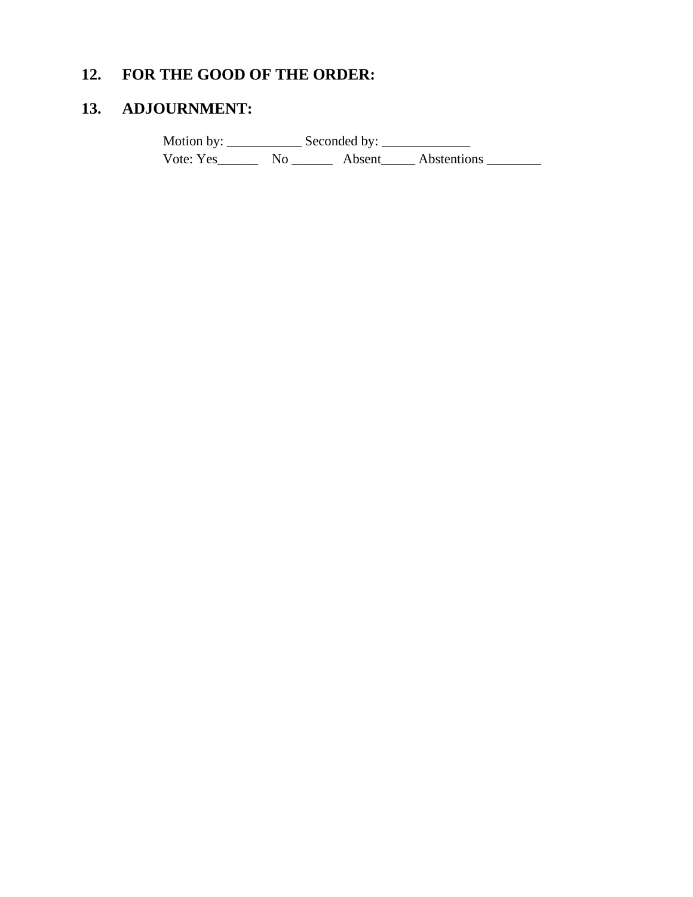## 12. FOR THE GOOD OF THE ORDER:

## 13. ADJOURNMENT:

Motion by: ___________ Seconded by: _____________
Vote: Yes______ No ______ Absent_____ Abstentions ________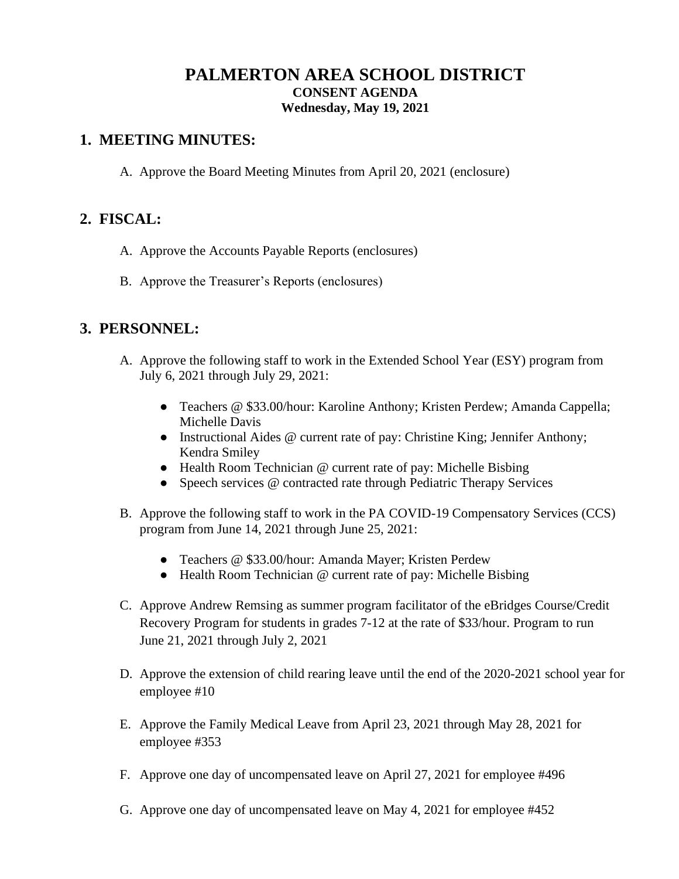# PALMERTON AREA SCHOOL DISTRICT

**CONSENT AGENDA**

**Wednesday, May 19, 2021**

## 1. MEETING MINUTES:

A. Approve the Board Meeting Minutes from April 20, 2021 (enclosure)

## 2. FISCAL:

A. Approve the Accounts Payable Reports (enclosures)

B. Approve the Treasurer's Reports (enclosures)

## 3. PERSONNEL:

A. Approve the following staff to work in the Extended School Year (ESY) program from July 6, 2021 through July 29, 2021:

- Teachers @ $33.00/hour: Karoline Anthony; Kristen Perdew; Amanda Cappella; Michelle Davis
- Instructional Aides @ current rate of pay: Christine King; Jennifer Anthony; Kendra Smiley
- Health Room Technician @ current rate of pay: Michelle Bisbing
- Speech services @ contracted rate through Pediatric Therapy Services

B. Approve the following staff to work in the PA COVID-19 Compensatory Services (CCS) program from June 14, 2021 through June 25, 2021:

- Teachers @ $33.00/hour: Amanda Mayer; Kristen Perdew
- Health Room Technician @ current rate of pay: Michelle Bisbing

C. Approve Andrew Remsing as summer program facilitator of the eBridges Course/Credit Recovery Program for students in grades 7-12 at the rate of $33/hour. Program to run June 21, 2021 through July 2, 2021

D. Approve the extension of child rearing leave until the end of the 2020-2021 school year for employee #10

E. Approve the Family Medical Leave from April 23, 2021 through May 28, 2021 for employee #353

F. Approve one day of uncompensated leave on April 27, 2021 for employee #496

G. Approve one day of uncompensated leave on May 4, 2021 for employee #452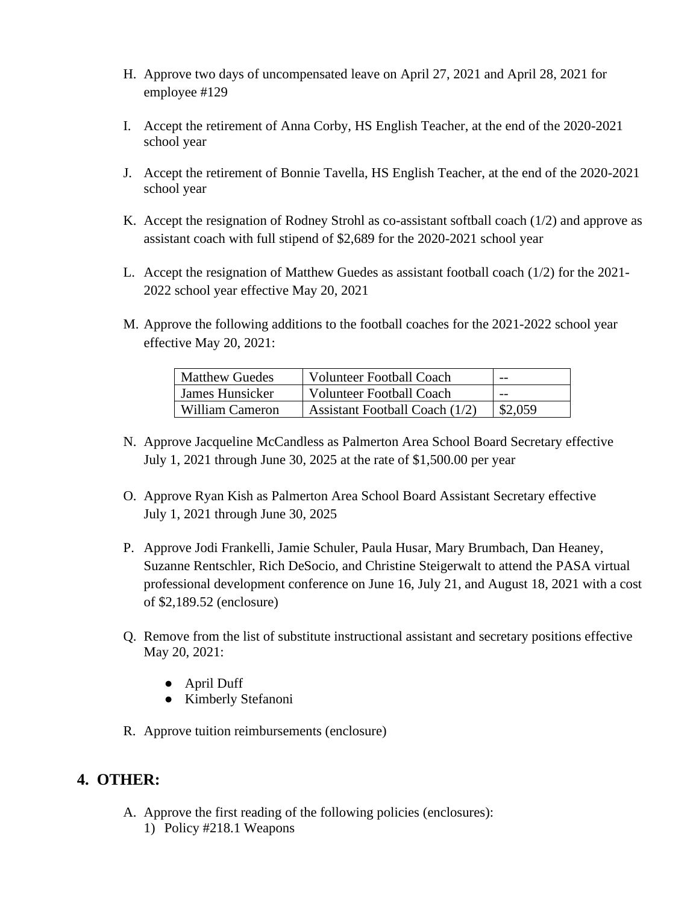H. Approve two days of uncompensated leave on April 27, 2021 and April 28, 2021 for employee #129

I. Accept the retirement of Anna Corby, HS English Teacher, at the end of the 2020-2021 school year

J. Accept the retirement of Bonnie Tavella, HS English Teacher, at the end of the 2020-2021 school year

K. Accept the resignation of Rodney Strohl as co-assistant softball coach (1/2) and approve as assistant coach with full stipend of $2,689 for the 2020-2021 school year

L. Accept the resignation of Matthew Guedes as assistant football coach (1/2) for the 2021-2022 school year effective May 20, 2021

M. Approve the following additions to the football coaches for the 2021-2022 school year effective May 20, 2021:

| Matthew Guedes | Volunteer Football Coach | -- |
|---|---|---|
| James Hunsicker | Volunteer Football Coach | -- |
| William Cameron | Assistant Football Coach (1/2) | $2,059 |

N. Approve Jacqueline McCandless as Palmerton Area School Board Secretary effective July 1, 2021 through June 30, 2025 at the rate of $1,500.00 per year

O. Approve Ryan Kish as Palmerton Area School Board Assistant Secretary effective July 1, 2021 through June 30, 2025

P. Approve Jodi Frankelli, Jamie Schuler, Paula Husar, Mary Brumbach, Dan Heaney, Suzanne Rentschler, Rich DeSocio, and Christine Steigerwalt to attend the PASA virtual professional development conference on June 16, July 21, and August 18, 2021 with a cost of $2,189.52 (enclosure)

Q. Remove from the list of substitute instructional assistant and secretary positions effective May 20, 2021:

- April Duff
- Kimberly Stefanoni

R. Approve tuition reimbursements (enclosure)

## 4. OTHER:

A. Approve the first reading of the following policies (enclosures):
   1) Policy #218.1 Weapons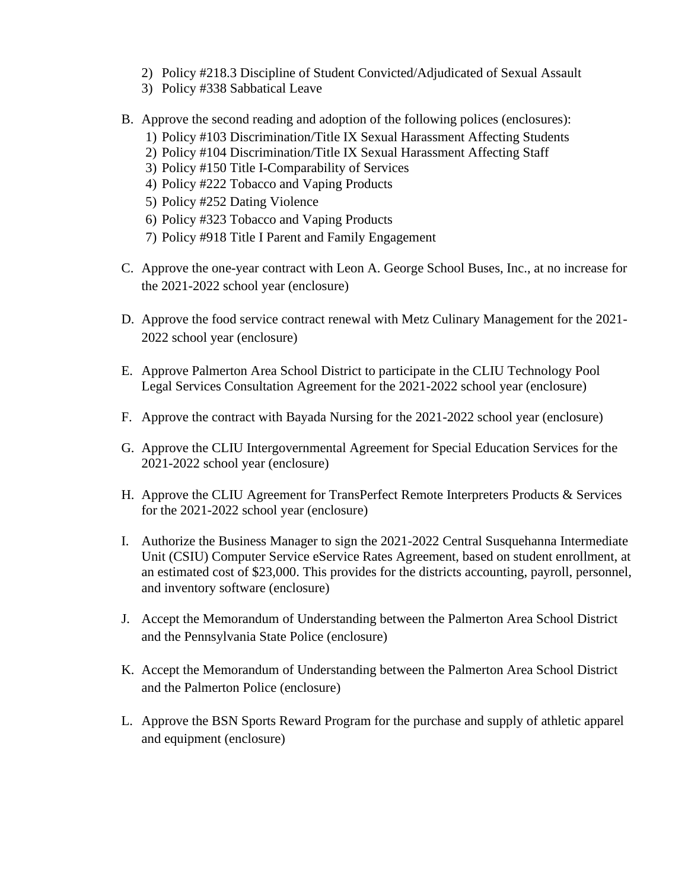2) Policy #218.3 Discipline of Student Convicted/Adjudicated of Sexual Assault
3) Policy #338 Sabbatical Leave

B. Approve the second reading and adoption of the following polices (enclosures):
   1) Policy #103 Discrimination/Title IX Sexual Harassment Affecting Students
   2) Policy #104 Discrimination/Title IX Sexual Harassment Affecting Staff
   3) Policy #150 Title I-Comparability of Services
   4) Policy #222 Tobacco and Vaping Products
   5) Policy #252 Dating Violence
   6) Policy #323 Tobacco and Vaping Products
   7) Policy #918 Title I Parent and Family Engagement

C. Approve the one-year contract with Leon A. George School Buses, Inc., at no increase for the 2021-2022 school year (enclosure)

D. Approve the food service contract renewal with Metz Culinary Management for the 2021-2022 school year (enclosure)

E. Approve Palmerton Area School District to participate in the CLIU Technology Pool Legal Services Consultation Agreement for the 2021-2022 school year (enclosure)

F. Approve the contract with Bayada Nursing for the 2021-2022 school year (enclosure)

G. Approve the CLIU Intergovernmental Agreement for Special Education Services for the 2021-2022 school year (enclosure)

H. Approve the CLIU Agreement for TransPerfect Remote Interpreters Products & Services for the 2021-2022 school year (enclosure)

I. Authorize the Business Manager to sign the 2021-2022 Central Susquehanna Intermediate Unit (CSIU) Computer Service eService Rates Agreement, based on student enrollment, at an estimated cost of $23,000. This provides for the districts accounting, payroll, personnel, and inventory software (enclosure)

J. Accept the Memorandum of Understanding between the Palmerton Area School District and the Pennsylvania State Police (enclosure)

K. Accept the Memorandum of Understanding between the Palmerton Area School District and the Palmerton Police (enclosure)

L. Approve the BSN Sports Reward Program for the purchase and supply of athletic apparel and equipment (enclosure)